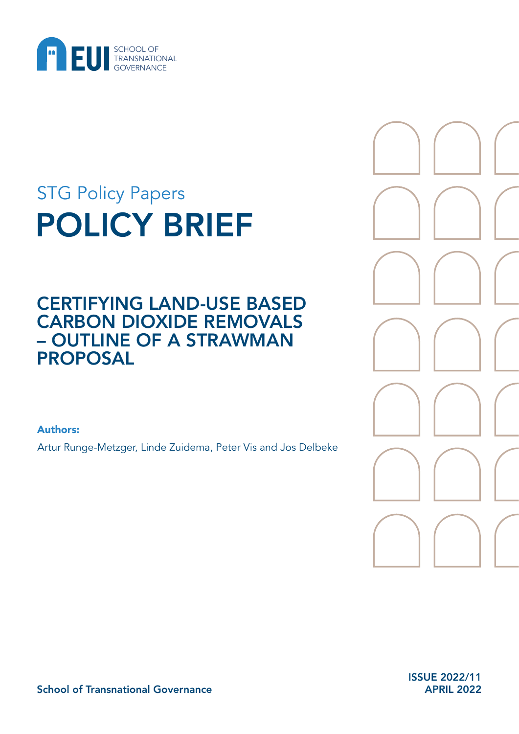EUI SCHOOL OF TRANSNATIONAL GOVERNANCE

STG Policy Papers

# POLICY BRIEF

## CERTIFYING LAND-USE BASED CARBON DIOXIDE REMOVALS – OUTLINE OF A STRAWMAN PROPOSAL

**Authors:**

Artur Runge-Metzger, Linde Zuidema, Peter Vis and Jos Delbeke

School of Transnational Governance

ISSUE 2022/11
APRIL 2022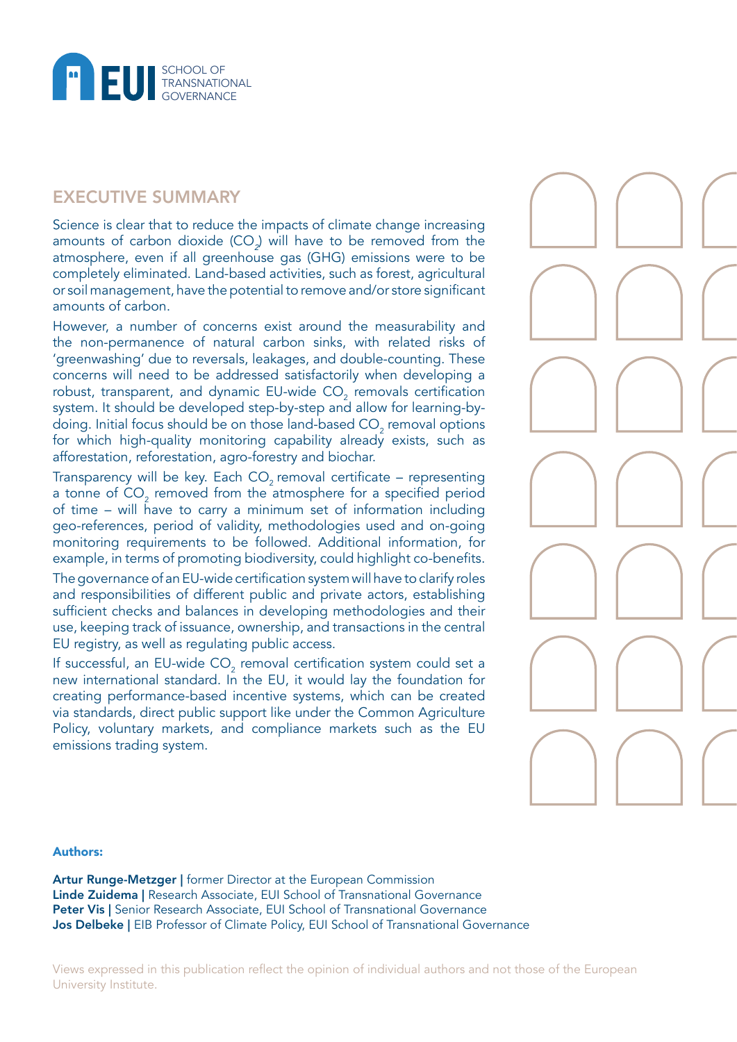## EXECUTIVE SUMMARY

Science is clear that to reduce the impacts of climate change increasing amounts of carbon dioxide ($CO_2$) will have to be removed from the atmosphere, even if all greenhouse gas (GHG) emissions were to be completely eliminated. Land-based activities, such as forest, agricultural or soil management, have the potential to remove and/or store significant amounts of carbon.

However, a number of concerns exist around the measurability and the non-permanence of natural carbon sinks, with related risks of 'greenwashing' due to reversals, leakages, and double-counting. These concerns will need to be addressed satisfactorily when developing a robust, transparent, and dynamic EU-wide $CO_2$ removals certification system. It should be developed step-by-step and allow for learning-by-doing. Initial focus should be on those land-based $CO_2$ removal options for which high-quality monitoring capability already exists, such as afforestation, reforestation, agro-forestry and biochar.

Transparency will be key. Each $CO_2$ removal certificate – representing a tonne of $CO_2$ removed from the atmosphere for a specified period of time – will have to carry a minimum set of information including geo-references, period of validity, methodologies used and on-going monitoring requirements to be followed. Additional information, for example, in terms of promoting biodiversity, could highlight co-benefits.

The governance of an EU-wide certification system will have to clarify roles and responsibilities of different public and private actors, establishing sufficient checks and balances in developing methodologies and their use, keeping track of issuance, ownership, and transactions in the central EU registry, as well as regulating public access.

If successful, an EU-wide $CO_2$ removal certification system could set a new international standard. In the EU, it would lay the foundation for creating performance-based incentive systems, which can be created via standards, direct public support like under the Common Agriculture Policy, voluntary markets, and compliance markets such as the EU emissions trading system.

**Authors:**

**Artur Runge-Metzger |** former Director at the European Commission
**Linde Zuidema |** Research Associate, EUI School of Transnational Governance
**Peter Vis |** Senior Research Associate, EUI School of Transnational Governance
**Jos Delbeke |** EIB Professor of Climate Policy, EUI School of Transnational Governance

Views expressed in this publication reflect the opinion of individual authors and not those of the European University Institute.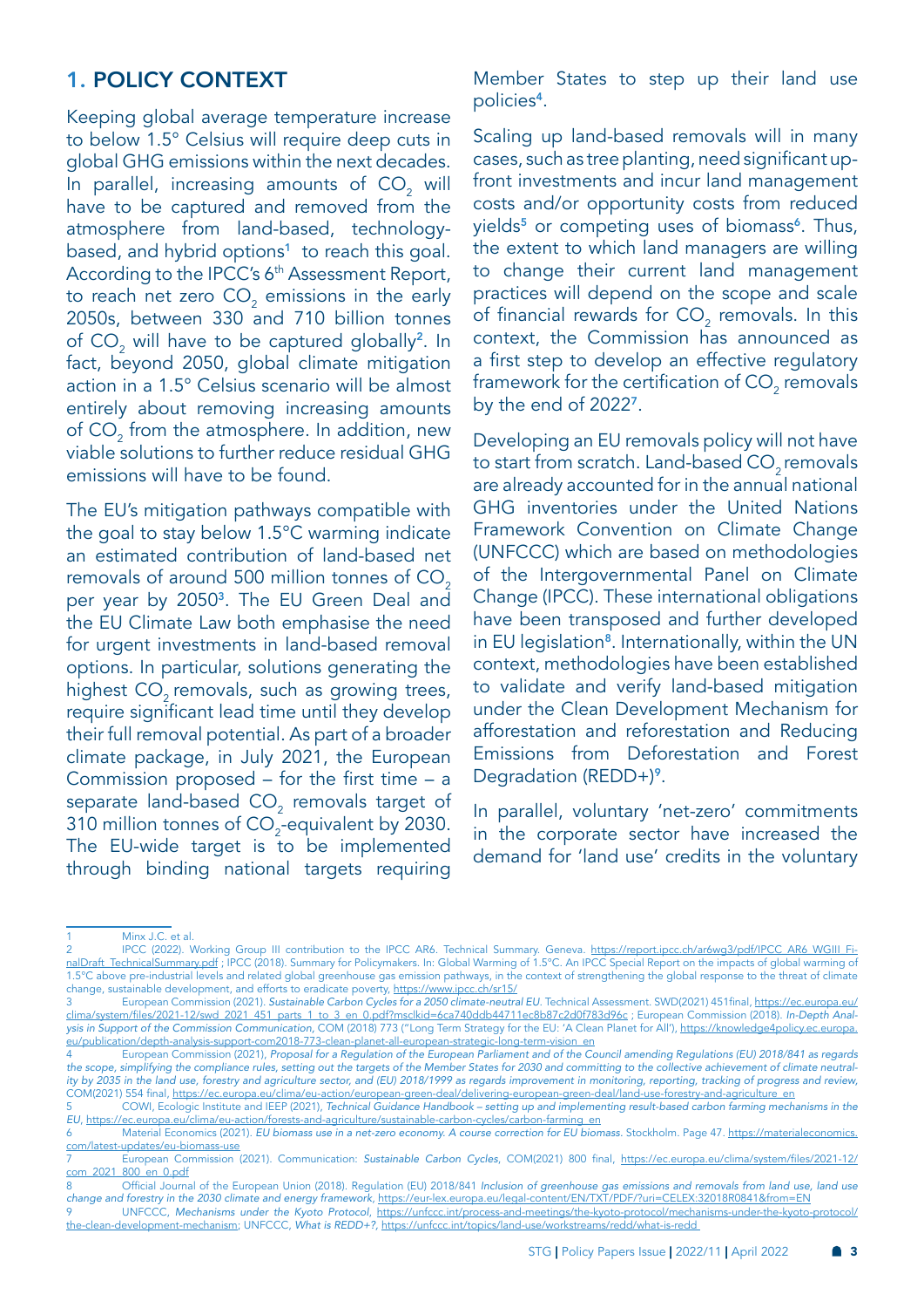## 1. POLICY CONTEXT

Keeping global average temperature increase to below 1.5° Celsius will require deep cuts in global GHG emissions within the next decades. In parallel, increasing amounts of $CO_2$ will have to be captured and removed from the atmosphere from land-based, technology-based, and hybrid options[1] to reach this goal. According to the IPCC's 6th Assessment Report, to reach net zero $CO_2$ emissions in the early 2050s, between 330 and 710 billion tonnes of $CO_2$ will have to be captured globally[2]. In fact, beyond 2050, global climate mitigation action in a 1.5° Celsius scenario will be almost entirely about removing increasing amounts of $CO_2$ from the atmosphere. In addition, new viable solutions to further reduce residual GHG emissions will have to be found.

The EU's mitigation pathways compatible with the goal to stay below 1.5°C warming indicate an estimated contribution of land-based net removals of around 500 million tonnes of $CO_2$ per year by 2050[3]. The EU Green Deal and the EU Climate Law both emphasise the need for urgent investments in land-based removal options. In particular, solutions generating the highest $CO_2$ removals, such as growing trees, require significant lead time until they develop their full removal potential. As part of a broader climate package, in July 2021, the European Commission proposed – for the first time – a separate land-based $CO_2$ removals target of 310 million tonnes of $CO_2$-equivalent by 2030. The EU-wide target is to be implemented through binding national targets requiring Member States to step up their land use policies[4].

Scaling up land-based removals will in many cases, such as tree planting, need significant up-front investments and incur land management costs and/or opportunity costs from reduced yields[5] or competing uses of biomass[6]. Thus, the extent to which land managers are willing to change their current land management practices will depend on the scope and scale of financial rewards for $CO_2$ removals. In this context, the Commission has announced as a first step to develop an effective regulatory framework for the certification of $CO_2$ removals by the end of 2022[7].

Developing an EU removals policy will not have to start from scratch. Land-based $CO_2$ removals are already accounted for in the annual national GHG inventories under the United Nations Framework Convention on Climate Change (UNFCCC) which are based on methodologies of the Intergovernmental Panel on Climate Change (IPCC). These international obligations have been transposed and further developed in EU legislation[8]. Internationally, within the UN context, methodologies have been established to validate and verify land-based mitigation under the Clean Development Mechanism for afforestation and reforestation and Reducing Emissions from Deforestation and Forest Degradation (REDD+)[9].

In parallel, voluntary 'net-zero' commitments in the corporate sector have increased the demand for 'land use' credits in the voluntary

---

1 Minx J.C. et al.

2 IPCC (2022). Working Group III contribution to the IPCC AR6. Technical Summary. Geneva. https://report.ipcc.ch/ar6wg3/pdf/IPCC_AR6_WGIII_FinalDraft_TechnicalSummary.pdf ; IPCC (2018). Summary for Policymakers. In: Global Warming of 1.5°C. An IPCC Special Report on the impacts of global warming of 1.5°C above pre-industrial levels and related global greenhouse gas emission pathways, in the context of strengthening the global response to the threat of climate change, sustainable development, and efforts to eradicate poverty, https://www.ipcc.ch/sr15/

3 European Commission (2021). *Sustainable Carbon Cycles for a 2050 climate-neutral EU.* Technical Assessment. SWD(2021) 451final, https://ec.europa.eu/clima/system/files/2021-12/swd_2021_451_parts_1_to_3_en_0.pdf?msclkid=6ca740ddb44711ec8b87c2d0f783d96c ; European Commission (2018). *In-Depth Analysis in Support of the Commission Communication*, COM (2018) 773 ("Long Term Strategy for the EU: 'A Clean Planet for All'), https://knowledge4policy.ec.europa.eu/publication/depth-analysis-support-com2018-773-clean-planet-all-european-strategic-long-term-vision_en

4 European Commission (2021), *Proposal for a Regulation of the European Parliament and of the Council amending Regulations (EU) 2018/841 as regards the scope, simplifying the compliance rules, setting out the targets of the Member States for 2030 and committing to the collective achievement of climate neutrality by 2035 in the land use, forestry and agriculture sector, and (EU) 2018/1999 as regards improvement in monitoring, reporting, tracking of progress and review*, COM(2021) 554 final, https://ec.europa.eu/clima/eu-action/european-green-deal/delivering-european-green-deal/land-use-forestry-and-agriculture_en

5 COWI, Ecologic Institute and IEEP (2021), *Technical Guidance Handbook – setting up and implementing result-based carbon farming mechanisms in the EU*, https://ec.europa.eu/clima/eu-action/forests-and-agriculture/sustainable-carbon-cycles/carbon-farming_en

6 Material Economics (2021). *EU biomass use in a net-zero economy. A course correction for EU biomass.* Stockholm. Page 47. https://materialeconomics.com/latest-updates/eu-biomass-use

7 European Commission (2021). Communication: *Sustainable Carbon Cycles*, COM(2021) 800 final, https://ec.europa.eu/clima/system/files/2021-12/com_2021_800_en_0.pdf

8 Official Journal of the European Union (2018). Regulation (EU) 2018/841 *Inclusion of greenhouse gas emissions and removals from land use, land use change and forestry in the 2030 climate and energy framework*, https://eur-lex.europa.eu/legal-content/EN/TXT/PDF/?uri=CELEX:32018R0841&from=EN

9 UNFCCC, *Mechanisms under the Kyoto Protocol*, https://unfccc.int/process-and-meetings/the-kyoto-protocol/mechanisms-under-the-kyoto-protocol/the-clean-development-mechanism; UNFCCC, *What is REDD+?*, https://unfccc.int/topics/land-use/workstreams/redd/what-is-redd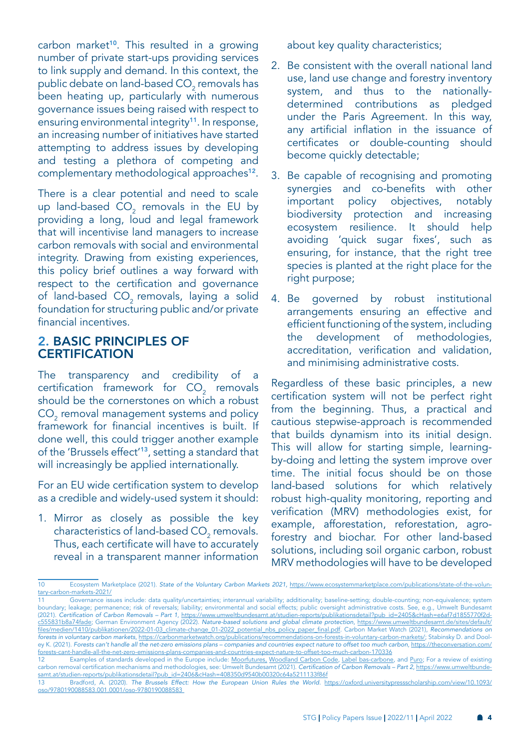carbon market[10]. This resulted in a growing number of private start-ups providing services to link supply and demand. In this context, the public debate on land-based $CO_2$ removals has been heating up, particularly with numerous governance issues being raised with respect to ensuring environmental integrity[11]. In response, an increasing number of initiatives have started attempting to address issues by developing and testing a plethora of competing and complementary methodological approaches[12].

There is a clear potential and need to scale up land-based $CO_2$ removals in the EU by providing a long, loud and legal framework that will incentivise land managers to increase carbon removals with social and environmental integrity. Drawing from existing experiences, this policy brief outlines a way forward with respect to the certification and governance of land-based $CO_2$ removals, laying a solid foundation for structuring public and/or private financial incentives.

## 2. BASIC PRINCIPLES OF CERTIFICATION

The transparency and credibility of a certification framework for $CO_2$ removals should be the cornerstones on which a robust $CO_2$ removal management systems and policy framework for financial incentives is built. If done well, this could trigger another example of the 'Brussels effect'[13], setting a standard that will increasingly be applied internationally.

For an EU wide certification system to develop as a credible and widely-used system it should:

1. Mirror as closely as possible the key characteristics of land-based $CO_2$ removals. Thus, each certificate will have to accurately reveal in a transparent manner information about key quality characteristics;
2. Be consistent with the overall national land use, land use change and forestry inventory system, and thus to the nationally-determined contributions as pledged under the Paris Agreement. In this way, any artificial inflation in the issuance of certificates or double-counting should become quickly detectable;
3. Be capable of recognising and promoting synergies and co-benefits with other important policy objectives, notably biodiversity protection and increasing ecosystem resilience. It should help avoiding 'quick sugar fixes', such as ensuring, for instance, that the right tree species is planted at the right place for the right purpose;
4. Be governed by robust institutional arrangements ensuring an effective and efficient functioning of the system, including the development of methodologies, accreditation, verification and validation, and minimising administrative costs.

Regardless of these basic principles, a new certification system will not be perfect right from the beginning. Thus, a practical and cautious stepwise-approach is recommended that builds dynamism into its initial design. This will allow for starting simple, learning-by-doing and letting the system improve over time. The initial focus should be on those land-based solutions for which relatively robust high-quality monitoring, reporting and verification (MRV) methodologies exist, for example, afforestation, reforestation, agro-forestry and biochar. For other land-based solutions, including soil organic carbon, robust MRV methodologies will have to be developed

---

10 Ecosystem Marketplace (2021). *State of the Voluntary Carbon Markets 2021*, https://www.ecosystemmarketplace.com/publications/state-of-the-voluntary-carbon-markets-2021/

11 Governance issues include: data quality/uncertainties; interannual variability; additionality; baseline-setting; double-counting; non-equivalence; system boundary; leakage; permanence; risk of reversals; liability; environmental and social effects; public oversight administrative costs. See, e.g., Umwelt Bundesamt (2021). *Certification of Carbon Removals – Part 1*, https://www.umweltbundesamt.at/studien-reports/publikationsdetail?pub_id=2405&cHash=e6af7d1855770f2d-c555831b8a74fade; German Environment Agency (2022). *Nature-based solutions and global climate protection*, https://www.umweltbundesamt.de/sites/default/files/medien/1410/publikationen/2022-01-03_climate-change_01-2022_potential_nbs_policy_paper_final.pdf. Carbon Market Watch (2021), *Recommendations on forests in voluntary carbon markets*, https://carbonmarketwatch.org/publications/recommendations-on-forests-in-voluntary-carbon-markets/; Stabinsky D. and Dooley K. (2021). *Forests can't handle all the net-zero emissions plans – companies and countries expect nature to offset too much carbon*, https://theconversation.com/forests-cant-handle-all-the-net-zero-emissions-plans-companies-and-countries-expect-nature-to-offset-too-much-carbon-170336

12 Examples of standards developed in the Europe include: Moorfutures, Woodland Carbon Code, Label bas-carbone, and Puro; For a review of existing carbon removal certification mechanisms and methodologies, see: Umwelt Bundesamt (2021). *Certification of Carbon Removals – Part 2*, https://www.umweltbundesamt.at/studien-reports/publikationsdetail?pub_id=2406&cHash=408350d9540b00320c64a5211133f86f

13 Bradford, A. (2020). *The Brussels Effect: How the European Union Rules the World*. https://oxford.universitypressscholarship.com/view/10.1093/oso/9780190088583.001.0001/oso-9780190088583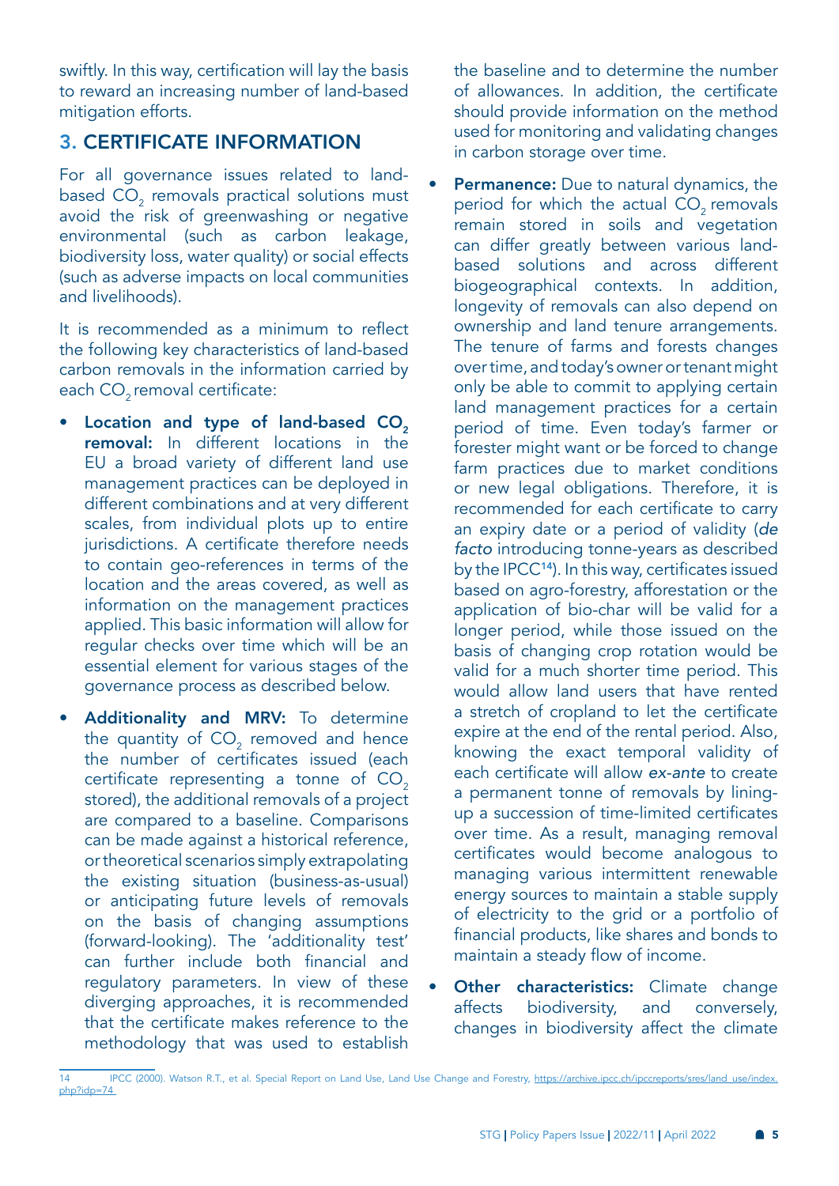swiftly. In this way, certification will lay the basis to reward an increasing number of land-based mitigation efforts.

## 3. CERTIFICATE INFORMATION

For all governance issues related to land-based $CO_2$ removals practical solutions must avoid the risk of greenwashing or negative environmental (such as carbon leakage, biodiversity loss, water quality) or social effects (such as adverse impacts on local communities and livelihoods).

It is recommended as a minimum to reflect the following key characteristics of land-based carbon removals in the information carried by each $CO_2$ removal certificate:

- **Location and type of land-based $CO_2$ removal:** In different locations in the EU a broad variety of different land use management practices can be deployed in different combinations and at very different scales, from individual plots up to entire jurisdictions. A certificate therefore needs to contain geo-references in terms of the location and the areas covered, as well as information on the management practices applied. This basic information will allow for regular checks over time which will be an essential element for various stages of the governance process as described below.
- **Additionality and MRV:** To determine the quantity of $CO_2$ removed and hence the number of certificates issued (each certificate representing a tonne of $CO_2$ stored), the additional removals of a project are compared to a baseline. Comparisons can be made against a historical reference, or theoretical scenarios simply extrapolating the existing situation (business-as-usual) or anticipating future levels of removals on the basis of changing assumptions (forward-looking). The 'additionality test' can further include both financial and regulatory parameters. In view of these diverging approaches, it is recommended that the certificate makes reference to the methodology that was used to establish the baseline and to determine the number of allowances. In addition, the certificate should provide information on the method used for monitoring and validating changes in carbon storage over time.
- **Permanence:** Due to natural dynamics, the period for which the actual $CO_2$ removals remain stored in soils and vegetation can differ greatly between various land-based solutions and across different biogeographical contexts. In addition, longevity of removals can also depend on ownership and land tenure arrangements. The tenure of farms and forests changes over time, and today's owner or tenant might only be able to commit to applying certain land management practices for a certain period of time. Even today's farmer or forester might want or be forced to change farm practices due to market conditions or new legal obligations. Therefore, it is recommended for each certificate to carry an expiry date or a period of validity (*de facto* introducing tonne-years as described by the IPCC[14]). In this way, certificates issued based on agro-forestry, afforestation or the application of bio-char will be valid for a longer period, while those issued on the basis of changing crop rotation would be valid for a much shorter time period. This would allow land users that have rented a stretch of cropland to let the certificate expire at the end of the rental period. Also, knowing the exact temporal validity of each certificate will allow *ex-ante* to create a permanent tonne of removals by lining-up a succession of time-limited certificates over time. As a result, managing removal certificates would become analogous to managing various intermittent renewable energy sources to maintain a stable supply of electricity to the grid or a portfolio of financial products, like shares and bonds to maintain a steady flow of income.
- **Other characteristics:** Climate change affects biodiversity, and conversely, changes in biodiversity affect the climate

---

14 IPCC (2000). Watson R.T., et al. Special Report on Land Use, Land Use Change and Forestry, https://archive.ipcc.ch/ipccreports/sres/land_use/index.php?idp=74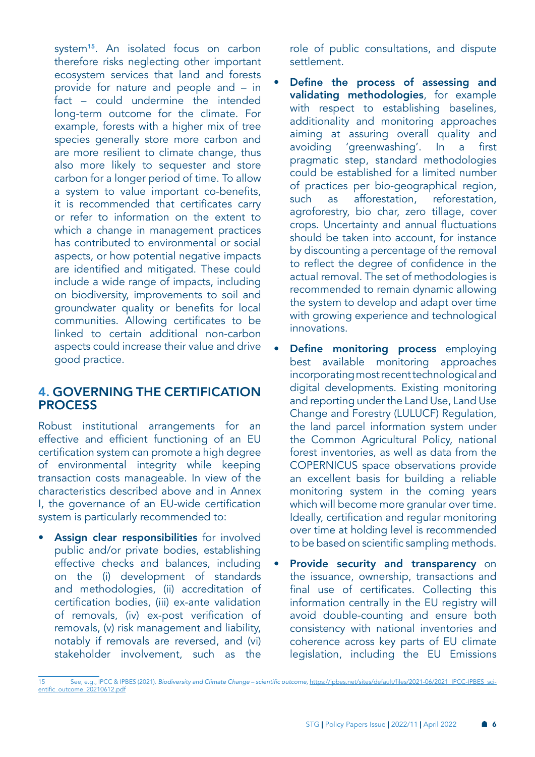system[15]. An isolated focus on carbon therefore risks neglecting other important ecosystem services that land and forests provide for nature and people and – in fact – could undermine the intended long-term outcome for the climate. For example, forests with a higher mix of tree species generally store more carbon and are more resilient to climate change, thus also more likely to sequester and store carbon for a longer period of time. To allow a system to value important co-benefits, it is recommended that certificates carry or refer to information on the extent to which a change in management practices has contributed to environmental or social aspects, or how potential negative impacts are identified and mitigated. These could include a wide range of impacts, including on biodiversity, improvements to soil and groundwater quality or benefits for local communities. Allowing certificates to be linked to certain additional non-carbon aspects could increase their value and drive good practice.

## 4. GOVERNING THE CERTIFICATION PROCESS

Robust institutional arrangements for an effective and efficient functioning of an EU certification system can promote a high degree of environmental integrity while keeping transaction costs manageable. In view of the characteristics described above and in Annex I, the governance of an EU-wide certification system is particularly recommended to:

- **Assign clear responsibilities** for involved public and/or private bodies, establishing effective checks and balances, including on the (i) development of standards and methodologies, (ii) accreditation of certification bodies, (iii) ex-ante validation of removals, (iv) ex-post verification of removals, (v) risk management and liability, notably if removals are reversed, and (vi) stakeholder involvement, such as the role of public consultations, and dispute settlement.
- **Define the process of assessing and validating methodologies**, for example with respect to establishing baselines, additionality and monitoring approaches aiming at assuring overall quality and avoiding 'greenwashing'. In a first pragmatic step, standard methodologies could be established for a limited number of practices per bio-geographical region, such as afforestation, reforestation, agroforestry, bio char, zero tillage, cover crops. Uncertainty and annual fluctuations should be taken into account, for instance by discounting a percentage of the removal to reflect the degree of confidence in the actual removal. The set of methodologies is recommended to remain dynamic allowing the system to develop and adapt over time with growing experience and technological innovations.
- **Define monitoring process** employing best available monitoring approaches incorporating most recent technological and digital developments. Existing monitoring and reporting under the Land Use, Land Use Change and Forestry (LULUCF) Regulation, the land parcel information system under the Common Agricultural Policy, national forest inventories, as well as data from the COPERNICUS space observations provide an excellent basis for building a reliable monitoring system in the coming years which will become more granular over time. Ideally, certification and regular monitoring over time at holding level is recommended to be based on scientific sampling methods.
- **Provide security and transparency** on the issuance, ownership, transactions and final use of certificates. Collecting this information centrally in the EU registry will avoid double-counting and ensure both consistency with national inventories and coherence across key parts of EU climate legislation, including the EU Emissions

[15] See, e.g., IPCC & IPBES (2021). *Biodiversity and Climate Change – scientific outcome*, https://ipbes.net/sites/default/files/2021-06/2021_IPCC-IPBES_scientific_outcome_20210612.pdf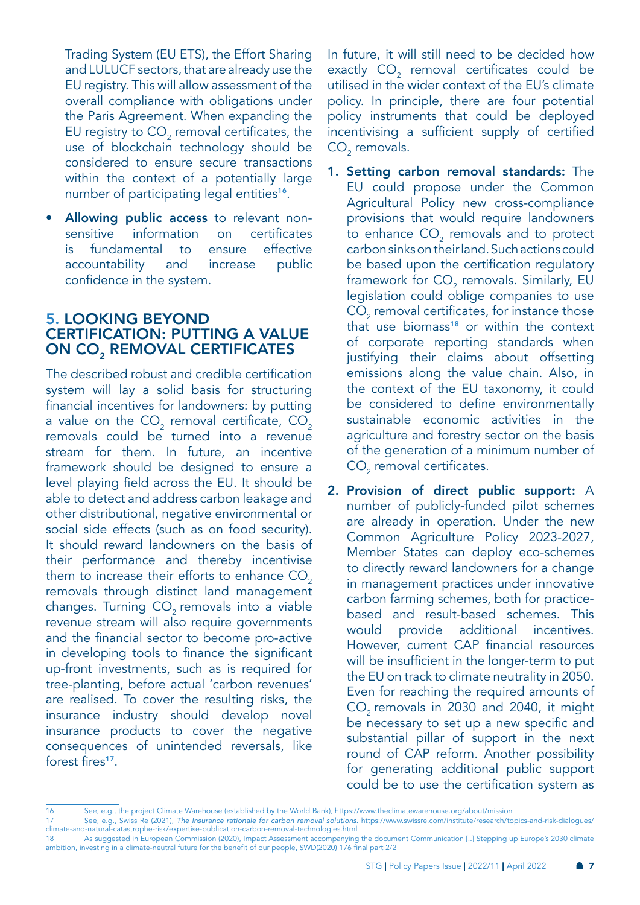Trading System (EU ETS), the Effort Sharing and LULUCF sectors, that are already use the EU registry. This will allow assessment of the overall compliance with obligations under the Paris Agreement. When expanding the EU registry to $CO_2$ removal certificates, the use of blockchain technology should be considered to ensure secure transactions within the context of a potentially large number of participating legal entities[16].

- **Allowing public access** to relevant non-sensitive information on certificates is fundamental to ensure effective accountability and increase public confidence in the system.

## 5. LOOKING BEYOND CERTIFICATION: PUTTING A VALUE ON $CO_2$ REMOVAL CERTIFICATES

The described robust and credible certification system will lay a solid basis for structuring financial incentives for landowners: by putting a value on the $CO_2$ removal certificate, $CO_2$ removals could be turned into a revenue stream for them. In future, an incentive framework should be designed to ensure a level playing field across the EU. It should be able to detect and address carbon leakage and other distributional, negative environmental or social side effects (such as on food security). It should reward landowners on the basis of their performance and thereby incentivise them to increase their efforts to enhance $CO_2$ removals through distinct land management changes. Turning $CO_2$ removals into a viable revenue stream will also require governments and the financial sector to become pro-active in developing tools to finance the significant up-front investments, such as is required for tree-planting, before actual 'carbon revenues' are realised. To cover the resulting risks, the insurance industry should develop novel insurance products to cover the negative consequences of unintended reversals, like forest fires[17].

In future, it will still need to be decided how exactly $CO_2$ removal certificates could be utilised in the wider context of the EU's climate policy. In principle, there are four potential policy instruments that could be deployed incentivising a sufficient supply of certified $CO_2$ removals.

1. **Setting carbon removal standards:** The EU could propose under the Common Agricultural Policy new cross-compliance provisions that would require landowners to enhance $CO_2$ removals and to protect carbon sinks on their land. Such actions could be based upon the certification regulatory framework for $CO_2$ removals. Similarly, EU legislation could oblige companies to use $CO_2$ removal certificates, for instance those that use biomass[18] or within the context of corporate reporting standards when justifying their claims about offsetting emissions along the value chain. Also, in the context of the EU taxonomy, it could be considered to define environmentally sustainable economic activities in the agriculture and forestry sector on the basis of the generation of a minimum number of $CO_2$ removal certificates.
2. **Provision of direct public support:** A number of publicly-funded pilot schemes are already in operation. Under the new Common Agriculture Policy 2023-2027, Member States can deploy eco-schemes to directly reward landowners for a change in management practices under innovative carbon farming schemes, both for practice-based and result-based schemes. This would provide additional incentives. However, current CAP financial resources will be insufficient in the longer-term to put the EU on track to climate neutrality in 2050. Even for reaching the required amounts of $CO_2$ removals in 2030 and 2040, it might be necessary to set up a new specific and substantial pillar of support in the next round of CAP reform. Another possibility for generating additional public support could be to use the certification system as

---

16 See, e.g., the project Climate Warehouse (established by the World Bank), https://www.theclimatewarehouse.org/about/mission

17 See, e.g., Swiss Re (2021), *The Insurance rationale for carbon removal solutions*. https://www.swissre.com/institute/research/topics-and-risk-dialogues/climate-and-natural-catastrophe-risk/expertise-publication-carbon-removal-technologies.html

18 As suggested in European Commission (2020), Impact Assessment accompanying the document Communication [..] Stepping up Europe's 2030 climate ambition, investing in a climate-neutral future for the benefit of our people, SWD(2020) 176 final part 2/2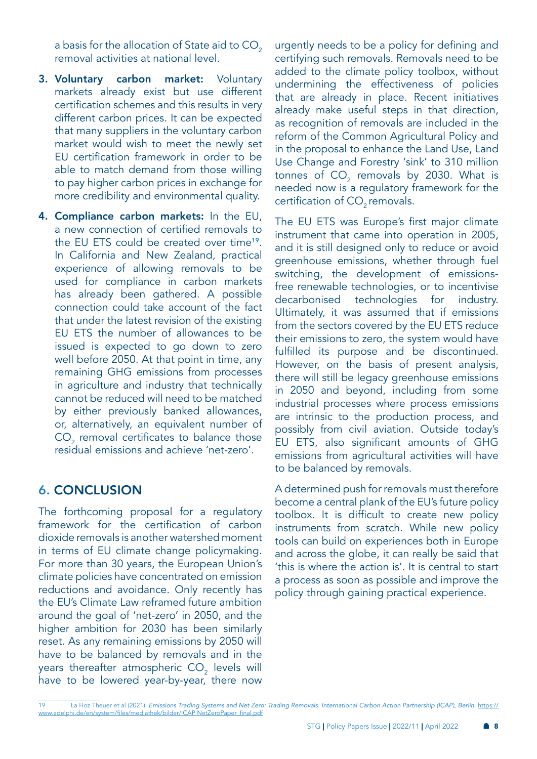a basis for the allocation of State aid to $CO_2$ removal activities at national level.

3. **Voluntary carbon market:** Voluntary markets already exist but use different certification schemes and this results in very different carbon prices. It can be expected that many suppliers in the voluntary carbon market would wish to meet the newly set EU certification framework in order to be able to match demand from those willing to pay higher carbon prices in exchange for more credibility and environmental quality.

4. **Compliance carbon markets:** In the EU, a new connection of certified removals to the EU ETS could be created over time[19]. In California and New Zealand, practical experience of allowing removals to be used for compliance in carbon markets has already been gathered. A possible connection could take account of the fact that under the latest revision of the existing EU ETS the number of allowances to be issued is expected to go down to zero well before 2050. At that point in time, any remaining GHG emissions from processes in agriculture and industry that technically cannot be reduced will need to be matched by either previously banked allowances, or, alternatively, an equivalent number of $CO_2$ removal certificates to balance those residual emissions and achieve 'net-zero'.

## 6. CONCLUSION

The forthcoming proposal for a regulatory framework for the certification of carbon dioxide removals is another watershed moment in terms of EU climate change policymaking. For more than 30 years, the European Union's climate policies have concentrated on emission reductions and avoidance. Only recently has the EU's Climate Law reframed future ambition around the goal of 'net-zero' in 2050, and the higher ambition for 2030 has been similarly reset. As any remaining emissions by 2050 will have to be balanced by removals and in the years thereafter atmospheric $CO_2$ levels will have to be lowered year-by-year, there now urgently needs to be a policy for defining and certifying such removals. Removals need to be added to the climate policy toolbox, without undermining the effectiveness of policies that are already in place. Recent initiatives already make useful steps in that direction, as recognition of removals are included in the reform of the Common Agricultural Policy and in the proposal to enhance the Land Use, Land Use Change and Forestry 'sink' to 310 million tonnes of $CO_2$ removals by 2030. What is needed now is a regulatory framework for the certification of $CO_2$ removals.

The EU ETS was Europe's first major climate instrument that came into operation in 2005, and it is still designed only to reduce or avoid greenhouse emissions, whether through fuel switching, the development of emissions-free renewable technologies, or to incentivise decarbonised technologies for industry. Ultimately, it was assumed that if emissions from the sectors covered by the EU ETS reduce their emissions to zero, the system would have fulfilled its purpose and be discontinued. However, on the basis of present analysis, there will still be legacy greenhouse emissions in 2050 and beyond, including from some industrial processes where process emissions are intrinsic to the production process, and possibly from civil aviation. Outside today's EU ETS, also significant amounts of GHG emissions from agricultural activities will have to be balanced by removals.

A determined push for removals must therefore become a central plank of the EU's future policy toolbox. It is difficult to create new policy instruments from scratch. While new policy tools can build on experiences both in Europe and across the globe, it can really be said that 'this is where the action is'. It is central to start a process as soon as possible and improve the policy through gaining practical experience.

---

19 La Hoz Theuer et al (2021). *Emissions Trading Systems and Net Zero: Trading Removals. International Carbon Action Partnership (ICAP), Berlin.* https://www.adelphi.de/en/system/files/mediathek/bilder/ICAP NetZeroPaper_final.pdf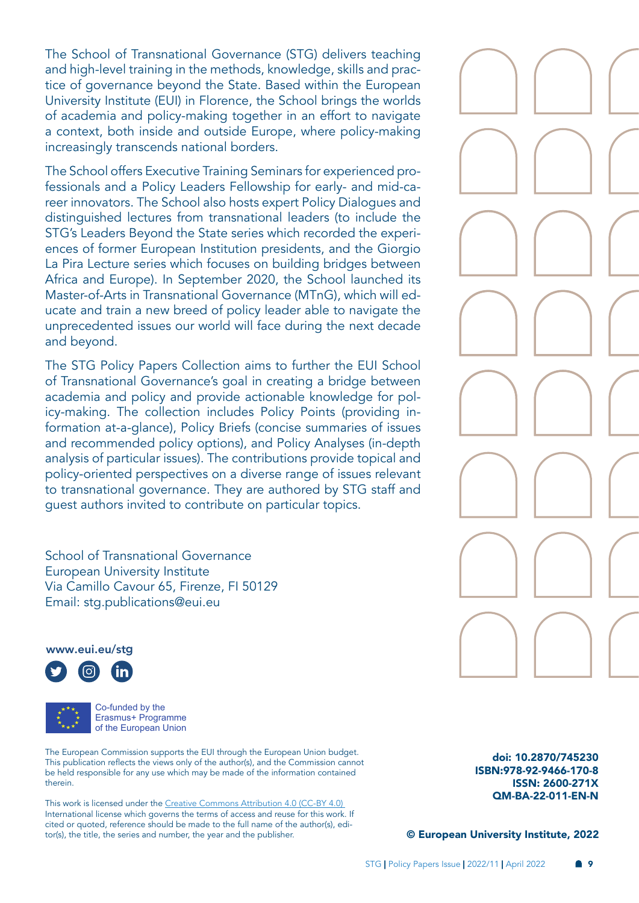The School of Transnational Governance (STG) delivers teaching and high-level training in the methods, knowledge, skills and practice of governance beyond the State. Based within the European University Institute (EUI) in Florence, the School brings the worlds of academia and policy-making together in an effort to navigate a context, both inside and outside Europe, where policy-making increasingly transcends national borders.

The School offers Executive Training Seminars for experienced professionals and a Policy Leaders Fellowship for early- and mid-career innovators. The School also hosts expert Policy Dialogues and distinguished lectures from transnational leaders (to include the STG's Leaders Beyond the State series which recorded the experiences of former European Institution presidents, and the Giorgio La Pira Lecture series which focuses on building bridges between Africa and Europe). In September 2020, the School launched its Master-of-Arts in Transnational Governance (MTnG), which will educate and train a new breed of policy leader able to navigate the unprecedented issues our world will face during the next decade and beyond.

The STG Policy Papers Collection aims to further the EUI School of Transnational Governance's goal in creating a bridge between academia and policy and provide actionable knowledge for policy-making. The collection includes Policy Points (providing information at-a-glance), Policy Briefs (concise summaries of issues and recommended policy options), and Policy Analyses (in-depth analysis of particular issues). The contributions provide topical and policy-oriented perspectives on a diverse range of issues relevant to transnational governance. They are authored by STG staff and guest authors invited to contribute on particular topics.

School of Transnational Governance
European University Institute
Via Camillo Cavour 65, Firenze, FI 50129
Email: stg.publications@eui.eu

**www.eui.eu/stg**

Co-funded by the Erasmus+ Programme of the European Union

The European Commission supports the EUI through the European Union budget. This publication reflects the views only of the author(s), and the Commission cannot be held responsible for any use which may be made of the information contained therein.

This work is licensed under the Creative Commons Attribution 4.0 (CC-BY 4.0) International license which governs the terms of access and reuse for this work. If cited or quoted, reference should be made to the full name of the author(s), editor(s), the title, the series and number, the year and the publisher.

**doi: 10.2870/745230**
**ISBN:978-92-9466-170-8**
**ISSN: 2600-271X**
**QM-BA-22-011-EN-N**

**© European University Institute, 2022**